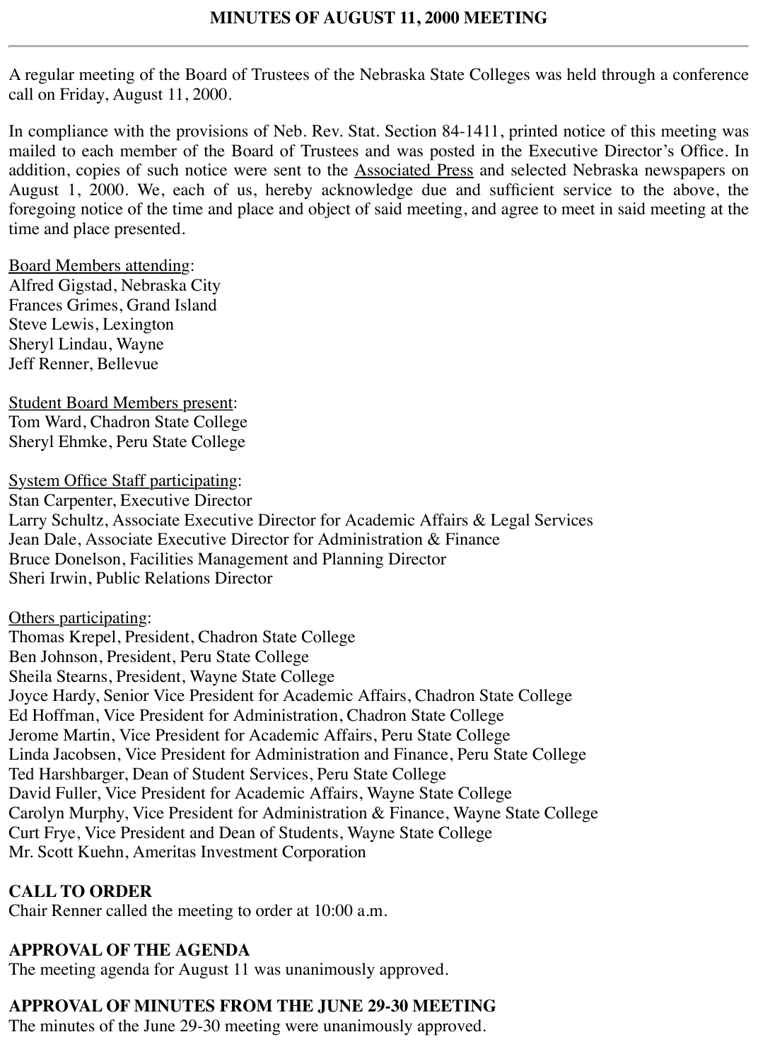# MINUTES OF AUGUST 11, 2000 MEETING

---

A regular meeting of the Board of Trustees of the Nebraska State Colleges was held through a conference call on Friday, August 11, 2000.

In compliance with the provisions of Neb. Rev. Stat. Section 84-1411, printed notice of this meeting was mailed to each member of the Board of Trustees and was posted in the Executive Director's Office. In addition, copies of such notice were sent to the Associated Press and selected Nebraska newspapers on August 1, 2000. We, each of us, hereby acknowledge due and sufficient service to the above, the foregoing notice of the time and place and object of said meeting, and agree to meet in said meeting at the time and place presented.

Board Members attending:
Alfred Gigstad, Nebraska City
Frances Grimes, Grand Island
Steve Lewis, Lexington
Sheryl Lindau, Wayne
Jeff Renner, Bellevue

Student Board Members present:
Tom Ward, Chadron State College
Sheryl Ehmke, Peru State College

System Office Staff participating:
Stan Carpenter, Executive Director
Larry Schultz, Associate Executive Director for Academic Affairs & Legal Services
Jean Dale, Associate Executive Director for Administration & Finance
Bruce Donelson, Facilities Management and Planning Director
Sheri Irwin, Public Relations Director

Others participating:
Thomas Krepel, President, Chadron State College
Ben Johnson, President, Peru State College
Sheila Stearns, President, Wayne State College
Joyce Hardy, Senior Vice President for Academic Affairs, Chadron State College
Ed Hoffman, Vice President for Administration, Chadron State College
Jerome Martin, Vice President for Academic Affairs, Peru State College
Linda Jacobsen, Vice President for Administration and Finance, Peru State College
Ted Harshbarger, Dean of Student Services, Peru State College
David Fuller, Vice President for Academic Affairs, Wayne State College
Carolyn Murphy, Vice President for Administration & Finance, Wayne State College
Curt Frye, Vice President and Dean of Students, Wayne State College
Mr. Scott Kuehn, Ameritas Investment Corporation

**CALL TO ORDER**
Chair Renner called the meeting to order at 10:00 a.m.

**APPROVAL OF THE AGENDA**
The meeting agenda for August 11 was unanimously approved.

**APPROVAL OF MINUTES FROM THE JUNE 29-30 MEETING**
The minutes of the June 29-30 meeting were unanimously approved.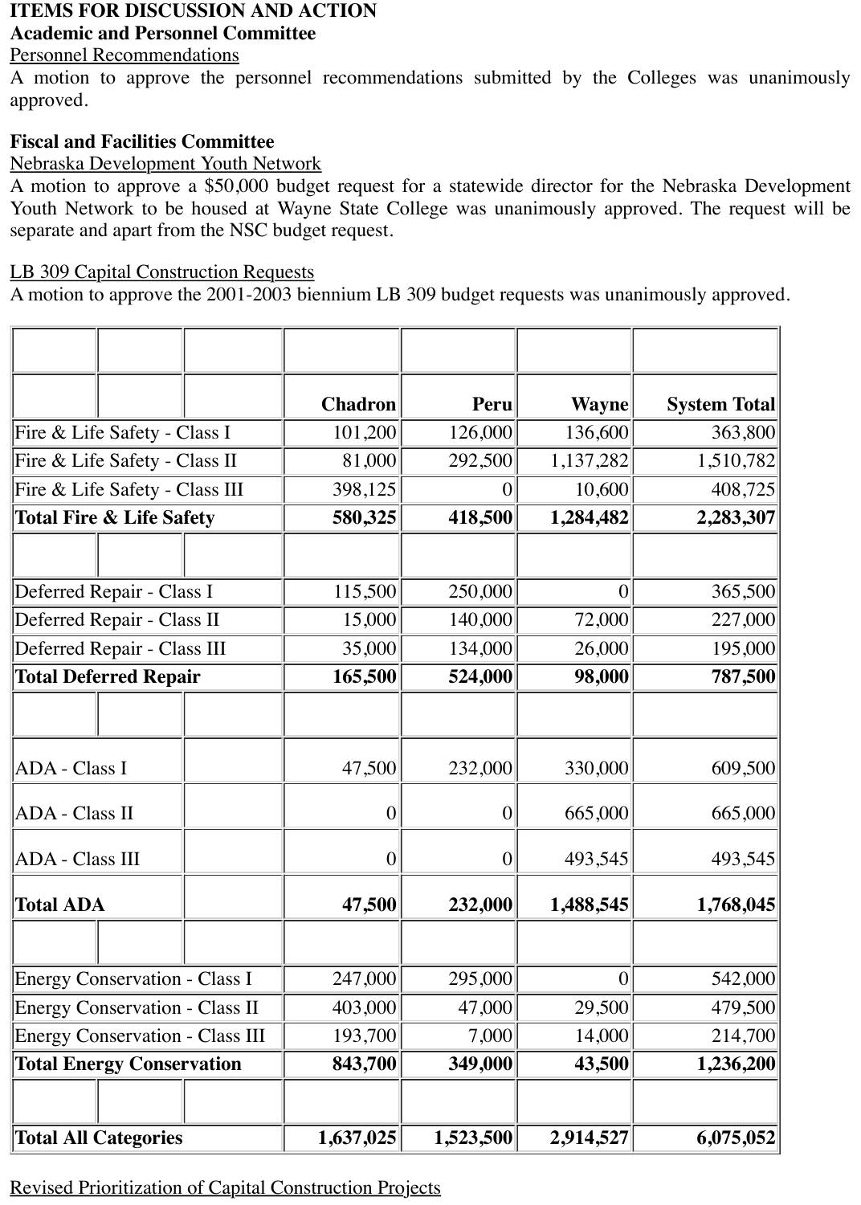**ITEMS FOR DISCUSSION AND ACTION**

**Academic and Personnel Committee**

Personnel Recommendations

A motion to approve the personnel recommendations submitted by the Colleges was unanimously approved.

**Fiscal and Facilities Committee**

Nebraska Development Youth Network

A motion to approve a $50,000 budget request for a statewide director for the Nebraska Development Youth Network to be housed at Wayne State College was unanimously approved. The request will be separate and apart from the NSC budget request.

LB 309 Capital Construction Requests

A motion to approve the 2001-2003 biennium LB 309 budget requests was unanimously approved.

| | Chadron | Peru | Wayne | System Total |
|---|---|---|---|---|
| Fire & Life Safety - Class I | 101,200 | 126,000 | 136,600 | 363,800 |
| Fire & Life Safety - Class II | 81,000 | 292,500 | 1,137,282 | 1,510,782 |
| Fire & Life Safety - Class III | 398,125 | 0 | 10,600 | 408,725 |
| **Total Fire & Life Safety** | **580,325** | **418,500** | **1,284,482** | **2,283,307** |
| | | | | |
| Deferred Repair - Class I | 115,500 | 250,000 | 0 | 365,500 |
| Deferred Repair - Class II | 15,000 | 140,000 | 72,000 | 227,000 |
| Deferred Repair - Class III | 35,000 | 134,000 | 26,000 | 195,000 |
| **Total Deferred Repair** | **165,500** | **524,000** | **98,000** | **787,500** |
| | | | | |
| ADA - Class I | 47,500 | 232,000 | 330,000 | 609,500 |
| ADA - Class II | 0 | 0 | 665,000 | 665,000 |
| ADA - Class III | 0 | 0 | 493,545 | 493,545 |
| **Total ADA** | **47,500** | **232,000** | **1,488,545** | **1,768,045** |
| | | | | |
| Energy Conservation - Class I | 247,000 | 295,000 | 0 | 542,000 |
| Energy Conservation - Class II | 403,000 | 47,000 | 29,500 | 479,500 |
| Energy Conservation - Class III | 193,700 | 7,000 | 14,000 | 214,700 |
| **Total Energy Conservation** | **843,700** | **349,000** | **43,500** | **1,236,200** |
| | | | | |
| **Total All Categories** | **1,637,025** | **1,523,500** | **2,914,527** | **6,075,052** |

Revised Prioritization of Capital Construction Projects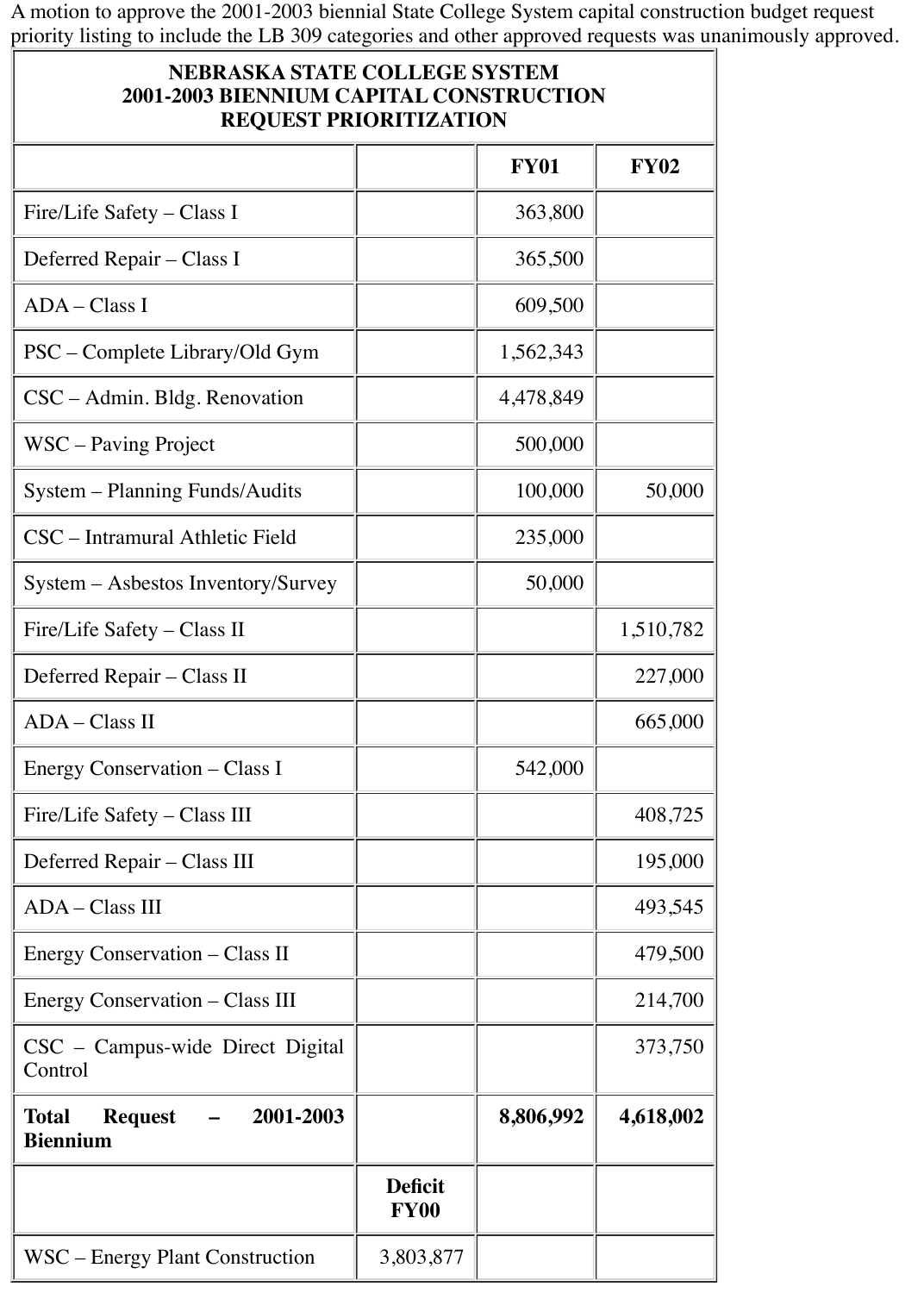A motion to approve the 2001-2003 biennial State College System capital construction budget request priority listing to include the LB 309 categories and other approved requests was unanimously approved.

| NEBRASKA STATE COLLEGE SYSTEM 2001-2003 BIENNIUM CAPITAL CONSTRUCTION REQUEST PRIORITIZATION | | | |
|---|---|---|---|
| | | **FY01** | **FY02** |
| Fire/Life Safety – Class I | | 363,800 | |
| Deferred Repair – Class I | | 365,500 | |
| ADA – Class I | | 609,500 | |
| PSC – Complete Library/Old Gym | | 1,562,343 | |
| CSC – Admin. Bldg. Renovation | | 4,478,849 | |
| WSC – Paving Project | | 500,000 | |
| System – Planning Funds/Audits | | 100,000 | 50,000 |
| CSC – Intramural Athletic Field | | 235,000 | |
| System – Asbestos Inventory/Survey | | 50,000 | |
| Fire/Life Safety – Class II | | | 1,510,782 |
| Deferred Repair – Class II | | | 227,000 |
| ADA – Class II | | | 665,000 |
| Energy Conservation – Class I | | 542,000 | |
| Fire/Life Safety – Class III | | | 408,725 |
| Deferred Repair – Class III | | | 195,000 |
| ADA – Class III | | | 493,545 |
| Energy Conservation – Class II | | | 479,500 |
| Energy Conservation – Class III | | | 214,700 |
| CSC – Campus-wide Direct Digital Control | | | 373,750 |
| **Total Request – 2001-2003 Biennium** | | **8,806,992** | **4,618,002** |
| | **Deficit FY00** | | |
| WSC – Energy Plant Construction | 3,803,877 | | |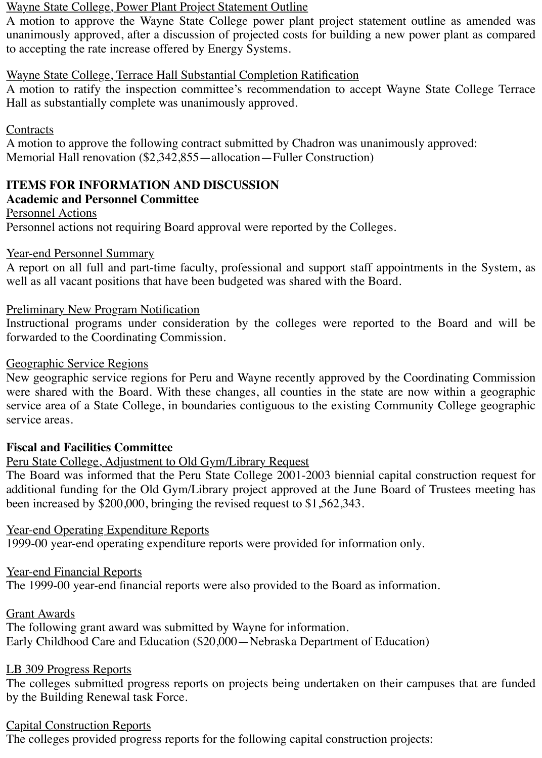Wayne State College, Power Plant Project Statement Outline

A motion to approve the Wayne State College power plant project statement outline as amended was unanimously approved, after a discussion of projected costs for building a new power plant as compared to accepting the rate increase offered by Energy Systems.

Wayne State College, Terrace Hall Substantial Completion Ratification

A motion to ratify the inspection committee's recommendation to accept Wayne State College Terrace Hall as substantially complete was unanimously approved.

Contracts

A motion to approve the following contract submitted by Chadron was unanimously approved:
Memorial Hall renovation ($2,342,855—allocation—Fuller Construction)

## ITEMS FOR INFORMATION AND DISCUSSION

### Academic and Personnel Committee

Personnel Actions

Personnel actions not requiring Board approval were reported by the Colleges.

Year-end Personnel Summary

A report on all full and part-time faculty, professional and support staff appointments in the System, as well as all vacant positions that have been budgeted was shared with the Board.

Preliminary New Program Notification

Instructional programs under consideration by the colleges were reported to the Board and will be forwarded to the Coordinating Commission.

Geographic Service Regions

New geographic service regions for Peru and Wayne recently approved by the Coordinating Commission were shared with the Board. With these changes, all counties in the state are now within a geographic service area of a State College, in boundaries contiguous to the existing Community College geographic service areas.

### Fiscal and Facilities Committee

Peru State College, Adjustment to Old Gym/Library Request

The Board was informed that the Peru State College 2001-2003 biennial capital construction request for additional funding for the Old Gym/Library project approved at the June Board of Trustees meeting has been increased by $200,000, bringing the revised request to $1,562,343.

Year-end Operating Expenditure Reports

1999-00 year-end operating expenditure reports were provided for information only.

Year-end Financial Reports

The 1999-00 year-end financial reports were also provided to the Board as information.

Grant Awards

The following grant award was submitted by Wayne for information.
Early Childhood Care and Education ($20,000—Nebraska Department of Education)

LB 309 Progress Reports

The colleges submitted progress reports on projects being undertaken on their campuses that are funded by the Building Renewal task Force.

Capital Construction Reports

The colleges provided progress reports for the following capital construction projects: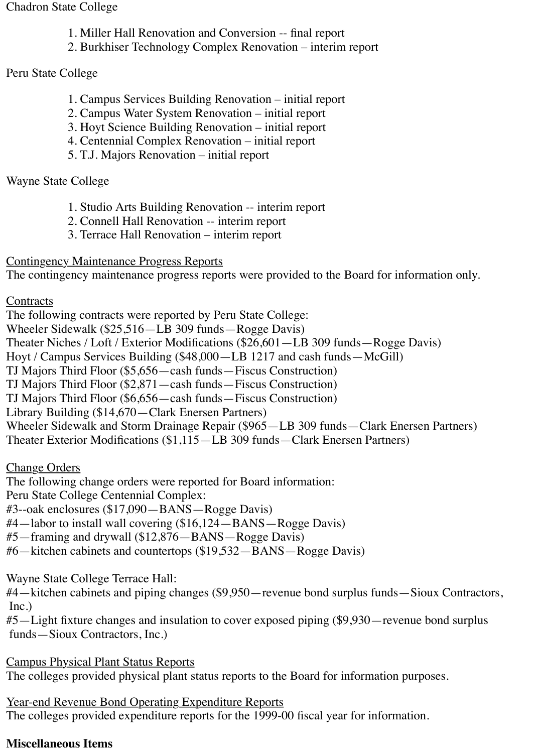Chadron State College

1. Miller Hall Renovation and Conversion -- final report
2. Burkhiser Technology Complex Renovation – interim report

Peru State College

1. Campus Services Building Renovation – initial report
2. Campus Water System Renovation – initial report
3. Hoyt Science Building Renovation – initial report
4. Centennial Complex Renovation – initial report
5. T.J. Majors Renovation – initial report

Wayne State College

1. Studio Arts Building Renovation -- interim report
2. Connell Hall Renovation -- interim report
3. Terrace Hall Renovation – interim report

<u>Contingency Maintenance Progress Reports</u>
The contingency maintenance progress reports were provided to the Board for information only.

<u>Contracts</u>
The following contracts were reported by Peru State College:
Wheeler Sidewalk ($25,516—LB 309 funds—Rogge Davis)
Theater Niches / Loft / Exterior Modifications ($26,601—LB 309 funds—Rogge Davis)
Hoyt / Campus Services Building ($48,000—LB 1217 and cash funds—McGill)
TJ Majors Third Floor ($5,656—cash funds—Fiscus Construction)
TJ Majors Third Floor ($2,871—cash funds—Fiscus Construction)
TJ Majors Third Floor ($6,656—cash funds—Fiscus Construction)
Library Building ($14,670—Clark Enersen Partners)
Wheeler Sidewalk and Storm Drainage Repair ($965—LB 309 funds—Clark Enersen Partners)
Theater Exterior Modifications ($1,115—LB 309 funds—Clark Enersen Partners)

<u>Change Orders</u>
The following change orders were reported for Board information:
Peru State College Centennial Complex:
#3--oak enclosures ($17,090—BANS—Rogge Davis)
#4—labor to install wall covering ($16,124—BANS—Rogge Davis)
#5—framing and drywall ($12,876—BANS—Rogge Davis)
#6—kitchen cabinets and countertops ($19,532—BANS—Rogge Davis)

Wayne State College Terrace Hall:
#4—kitchen cabinets and piping changes ($9,950—revenue bond surplus funds—Sioux Contractors, Inc.)
#5—Light fixture changes and insulation to cover exposed piping ($9,930—revenue bond surplus funds—Sioux Contractors, Inc.)

<u>Campus Physical Plant Status Reports</u>
The colleges provided physical plant status reports to the Board for information purposes.

<u>Year-end Revenue Bond Operating Expenditure Reports</u>
The colleges provided expenditure reports for the 1999-00 fiscal year for information.

**Miscellaneous Items**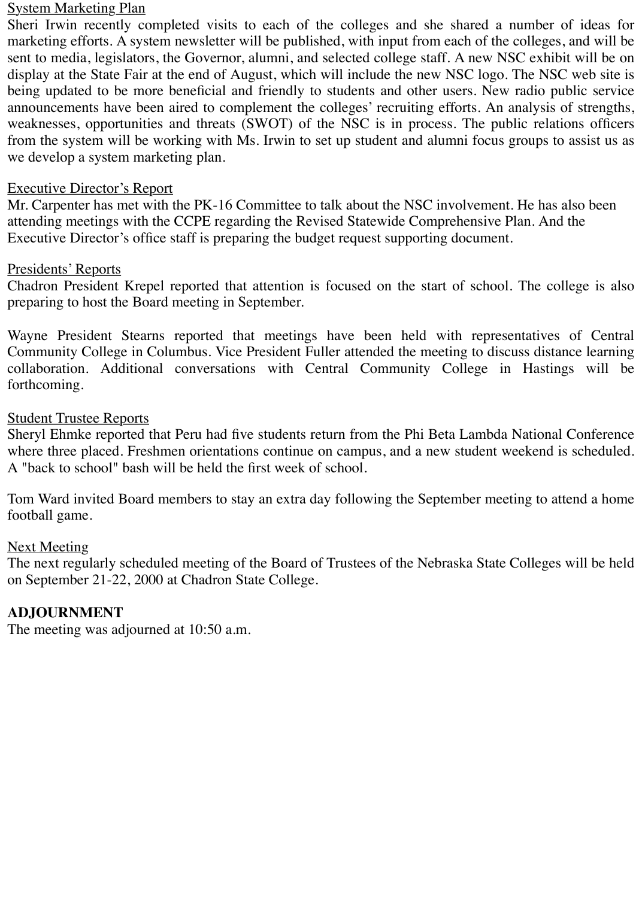<u>System Marketing Plan</u>

Sheri Irwin recently completed visits to each of the colleges and she shared a number of ideas for marketing efforts. A system newsletter will be published, with input from each of the colleges, and will be sent to media, legislators, the Governor, alumni, and selected college staff. A new NSC exhibit will be on display at the State Fair at the end of August, which will include the new NSC logo. The NSC web site is being updated to be more beneficial and friendly to students and other users. New radio public service announcements have been aired to complement the colleges' recruiting efforts. An analysis of strengths, weaknesses, opportunities and threats (SWOT) of the NSC is in process. The public relations officers from the system will be working with Ms. Irwin to set up student and alumni focus groups to assist us as we develop a system marketing plan.

<u>Executive Director's Report</u>

Mr. Carpenter has met with the PK-16 Committee to talk about the NSC involvement. He has also been attending meetings with the CCPE regarding the Revised Statewide Comprehensive Plan. And the Executive Director's office staff is preparing the budget request supporting document.

<u>Presidents' Reports</u>

Chadron President Krepel reported that attention is focused on the start of school. The college is also preparing to host the Board meeting in September.

Wayne President Stearns reported that meetings have been held with representatives of Central Community College in Columbus. Vice President Fuller attended the meeting to discuss distance learning collaboration. Additional conversations with Central Community College in Hastings will be forthcoming.

<u>Student Trustee Reports</u>

Sheryl Ehmke reported that Peru had five students return from the Phi Beta Lambda National Conference where three placed. Freshmen orientations continue on campus, and a new student weekend is scheduled. A "back to school" bash will be held the first week of school.

Tom Ward invited Board members to stay an extra day following the September meeting to attend a home football game.

<u>Next Meeting</u>

The next regularly scheduled meeting of the Board of Trustees of the Nebraska State Colleges will be held on September 21-22, 2000 at Chadron State College.

**ADJOURNMENT**

The meeting was adjourned at 10:50 a.m.